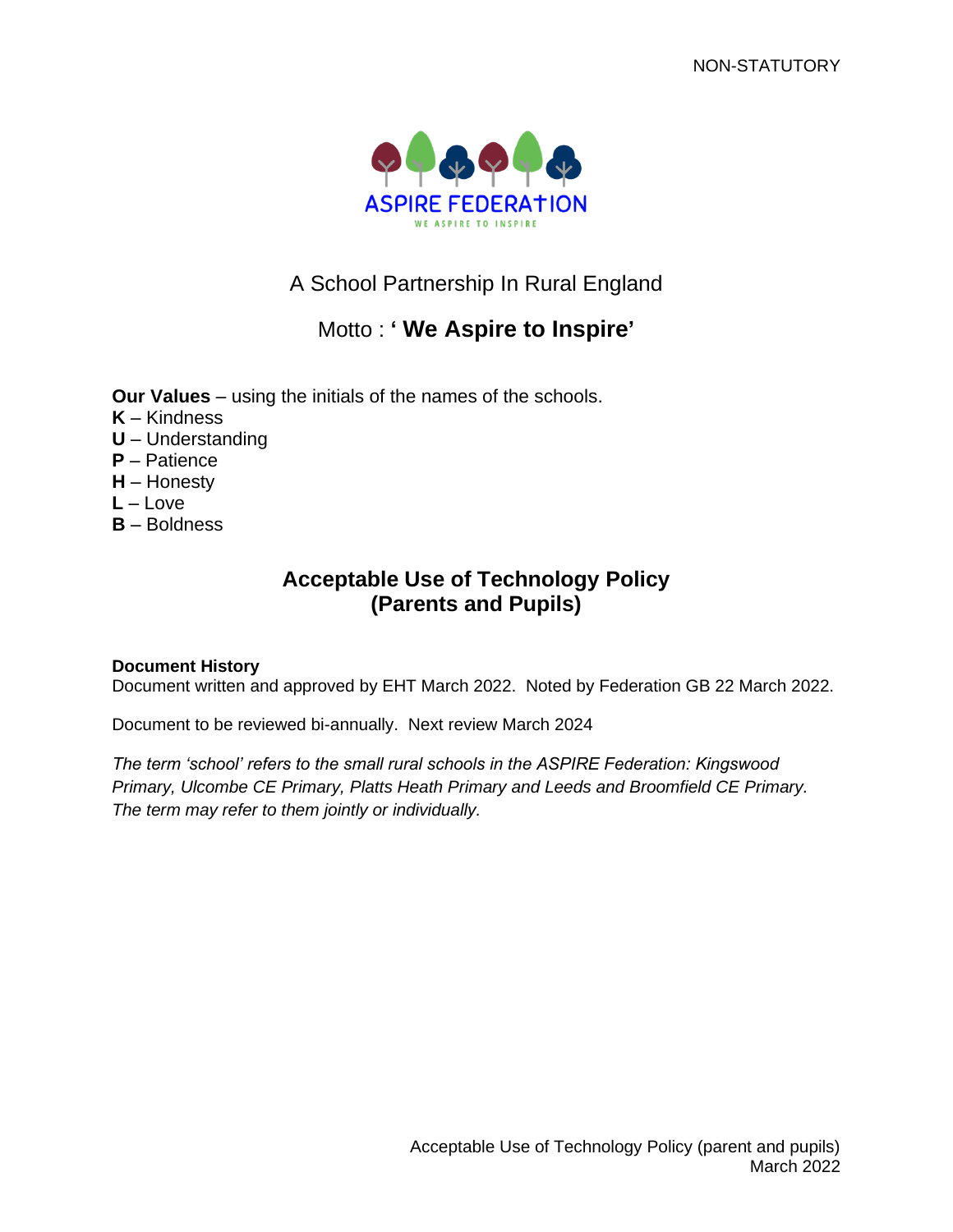NON-STATUTORY

ASPIRE FEDERATION

WE ASPIRE TO INSPIRE

A School Partnership In Rural England

Motto : **' We Aspire to Inspire'**

**Our Values** – using the initials of the names of the schools.

**K** – Kindness
**U** – Understanding
**P** – Patience
**H** – Honesty
**L** – Love
**B** – Boldness

# Acceptable Use of Technology Policy (Parents and Pupils)

**Document History**

Document written and approved by EHT March 2022. Noted by Federation GB 22 March 2022.

Document to be reviewed bi-annually. Next review March 2024

*The term 'school' refers to the small rural schools in the ASPIRE Federation: Kingswood Primary, Ulcombe CE Primary, Platts Heath Primary and Leeds and Broomfield CE Primary. The term may refer to them jointly or individually.*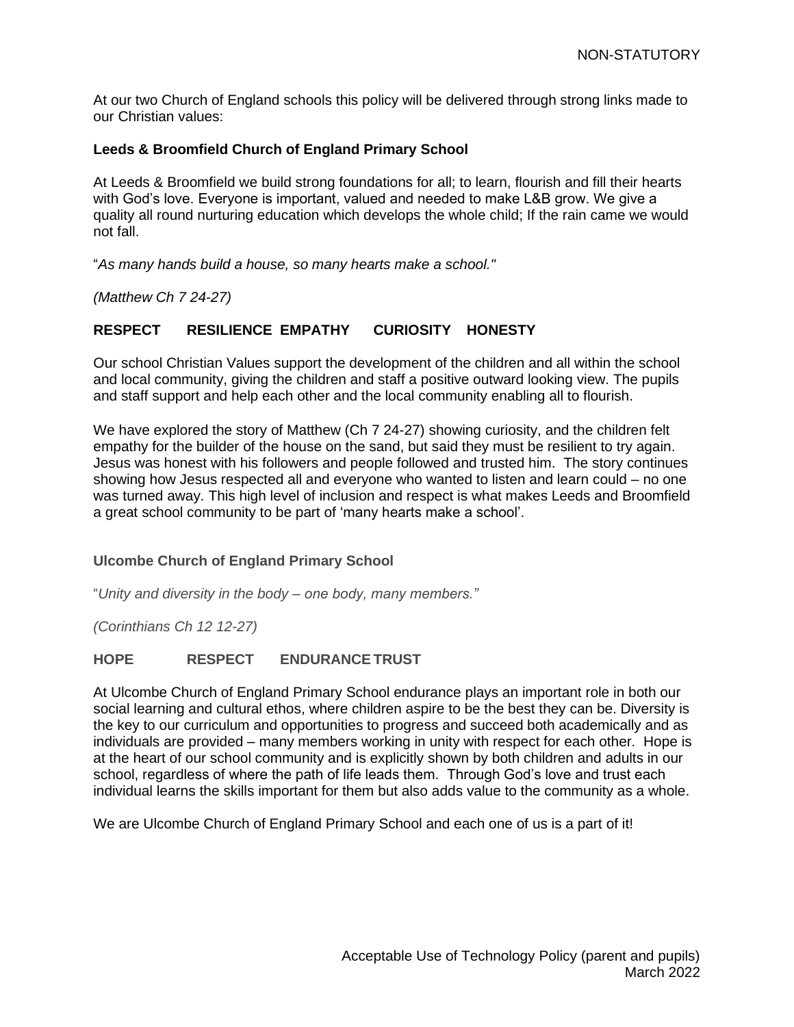At our two Church of England schools this policy will be delivered through strong links made to our Christian values:

**Leeds & Broomfield Church of England Primary School**

At Leeds & Broomfield we build strong foundations for all; to learn, flourish and fill their hearts with God's love. Everyone is important, valued and needed to make L&B grow. We give a quality all round nurturing education which develops the whole child; If the rain came we would not fall.

"*As many hands build a house, so many hearts make a school."*

*(Matthew Ch 7 24-27)*

**RESPECT RESILIENCE EMPATHY CURIOSITY HONESTY**

Our school Christian Values support the development of the children and all within the school and local community, giving the children and staff a positive outward looking view. The pupils and staff support and help each other and the local community enabling all to flourish.

We have explored the story of Matthew (Ch 7 24-27) showing curiosity, and the children felt empathy for the builder of the house on the sand, but said they must be resilient to try again. Jesus was honest with his followers and people followed and trusted him. The story continues showing how Jesus respected all and everyone who wanted to listen and learn could – no one was turned away. This high level of inclusion and respect is what makes Leeds and Broomfield a great school community to be part of 'many hearts make a school'.

**Ulcombe Church of England Primary School**

"*Unity and diversity in the body – one body, many members."*

*(Corinthians Ch 12 12-27)*

**HOPE RESPECT ENDURANCE TRUST**

At Ulcombe Church of England Primary School endurance plays an important role in both our social learning and cultural ethos, where children aspire to be the best they can be. Diversity is the key to our curriculum and opportunities to progress and succeed both academically and as individuals are provided – many members working in unity with respect for each other. Hope is at the heart of our school community and is explicitly shown by both children and adults in our school, regardless of where the path of life leads them. Through God's love and trust each individual learns the skills important for them but also adds value to the community as a whole.

We are Ulcombe Church of England Primary School and each one of us is a part of it!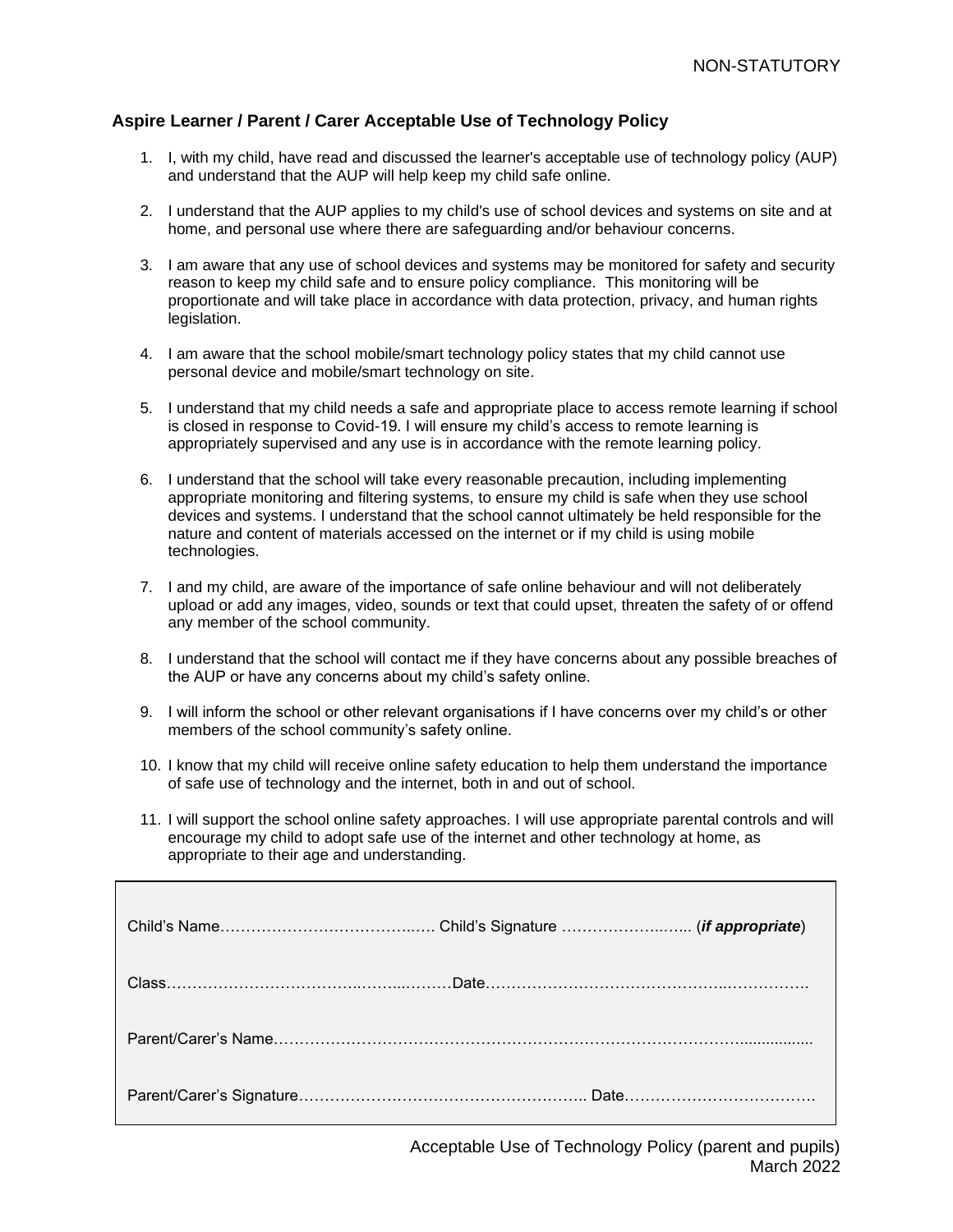NON-STATUTORY

### Aspire Learner / Parent / Carer Acceptable Use of Technology Policy

1. I, with my child, have read and discussed the learner's acceptable use of technology policy (AUP) and understand that the AUP will help keep my child safe online.

2. I understand that the AUP applies to my child's use of school devices and systems on site and at home, and personal use where there are safeguarding and/or behaviour concerns.

3. I am aware that any use of school devices and systems may be monitored for safety and security reason to keep my child safe and to ensure policy compliance. This monitoring will be proportionate and will take place in accordance with data protection, privacy, and human rights legislation.

4. I am aware that the school mobile/smart technology policy states that my child cannot use personal device and mobile/smart technology on site.

5. I understand that my child needs a safe and appropriate place to access remote learning if school is closed in response to Covid-19. I will ensure my child's access to remote learning is appropriately supervised and any use is in accordance with the remote learning policy.

6. I understand that the school will take every reasonable precaution, including implementing appropriate monitoring and filtering systems, to ensure my child is safe when they use school devices and systems. I understand that the school cannot ultimately be held responsible for the nature and content of materials accessed on the internet or if my child is using mobile technologies.

7. I and my child, are aware of the importance of safe online behaviour and will not deliberately upload or add any images, video, sounds or text that could upset, threaten the safety of or offend any member of the school community.

8. I understand that the school will contact me if they have concerns about any possible breaches of the AUP or have any concerns about my child's safety online.

9. I will inform the school or other relevant organisations if I have concerns over my child's or other members of the school community's safety online.

10. I know that my child will receive online safety education to help them understand the importance of safe use of technology and the internet, both in and out of school.

11. I will support the school online safety approaches. I will use appropriate parental controls and will encourage my child to adopt safe use of the internet and other technology at home, as appropriate to their age and understanding.

Child's Name……………………………….…. Child's Signature ………………..…... (***if appropriate***)

Class…………………………….……..………Date…………………………………….…………….

Parent/Carer's Name………………………………………………………………………….................

Parent/Carer's Signature……………………………………………….. Date………………………………

Acceptable Use of Technology Policy (parent and pupils)
March 2022